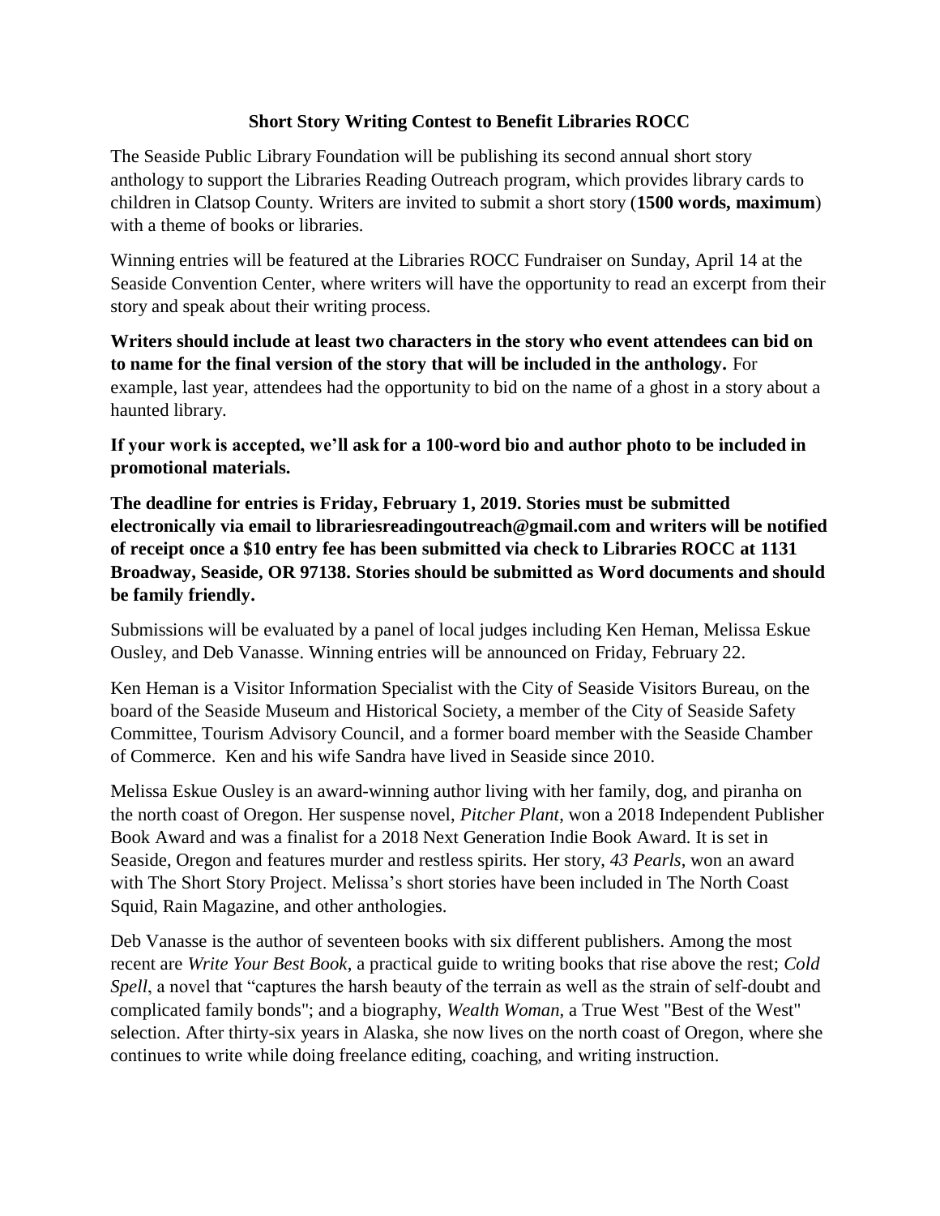# Short Story Writing Contest to Benefit Libraries ROCC

The Seaside Public Library Foundation will be publishing its second annual short story anthology to support the Libraries Reading Outreach program, which provides library cards to children in Clatsop County. Writers are invited to submit a short story (**1500 words, maximum**) with a theme of books or libraries.

Winning entries will be featured at the Libraries ROCC Fundraiser on Sunday, April 14 at the Seaside Convention Center, where writers will have the opportunity to read an excerpt from their story and speak about their writing process.

**Writers should include at least two characters in the story who event attendees can bid on to name for the final version of the story that will be included in the anthology.** For example, last year, attendees had the opportunity to bid on the name of a ghost in a story about a haunted library.

**If your work is accepted, we'll ask for a 100-word bio and author photo to be included in promotional materials.**

**The deadline for entries is Friday, February 1, 2019. Stories must be submitted electronically via email to librariesreadingoutreach@gmail.com and writers will be notified of receipt once a $10 entry fee has been submitted via check to Libraries ROCC at 1131 Broadway, Seaside, OR 97138. Stories should be submitted as Word documents and should be family friendly.**

Submissions will be evaluated by a panel of local judges including Ken Heman, Melissa Eskue Ousley, and Deb Vanasse. Winning entries will be announced on Friday, February 22.

Ken Heman is a Visitor Information Specialist with the City of Seaside Visitors Bureau, on the board of the Seaside Museum and Historical Society, a member of the City of Seaside Safety Committee, Tourism Advisory Council, and a former board member with the Seaside Chamber of Commerce. Ken and his wife Sandra have lived in Seaside since 2010.

Melissa Eskue Ousley is an award-winning author living with her family, dog, and piranha on the north coast of Oregon. Her suspense novel, *Pitcher Plant*, won a 2018 Independent Publisher Book Award and was a finalist for a 2018 Next Generation Indie Book Award. It is set in Seaside, Oregon and features murder and restless spirits. Her story, *43 Pearls*, won an award with The Short Story Project. Melissa's short stories have been included in The North Coast Squid, Rain Magazine, and other anthologies.

Deb Vanasse is the author of seventeen books with six different publishers. Among the most recent are *Write Your Best Book*, a practical guide to writing books that rise above the rest; *Cold Spell*, a novel that "captures the harsh beauty of the terrain as well as the strain of self-doubt and complicated family bonds"; and a biography, *Wealth Woman*, a True West "Best of the West" selection. After thirty-six years in Alaska, she now lives on the north coast of Oregon, where she continues to write while doing freelance editing, coaching, and writing instruction.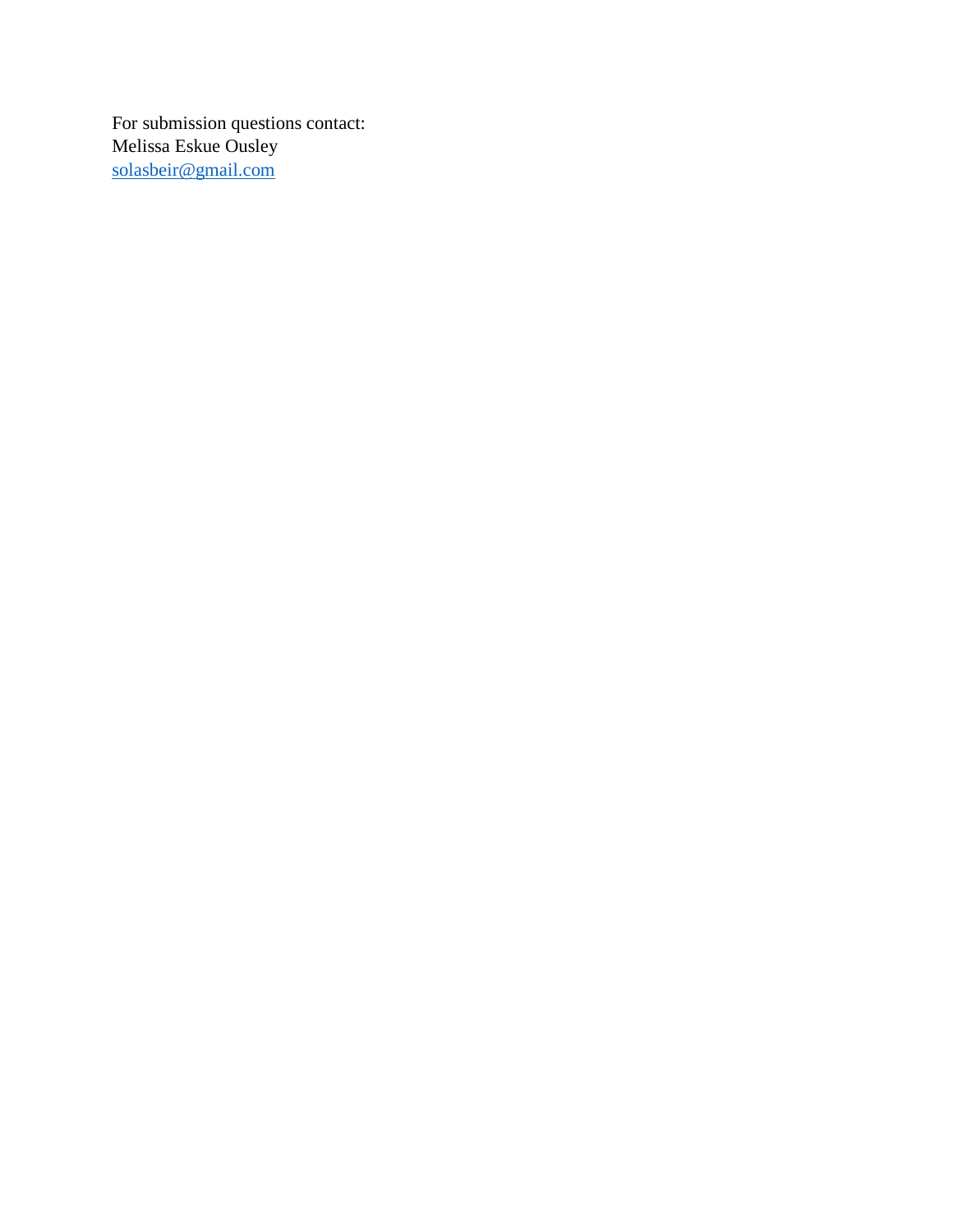For submission questions contact:
Melissa Eskue Ousley
solasbeir@gmail.com